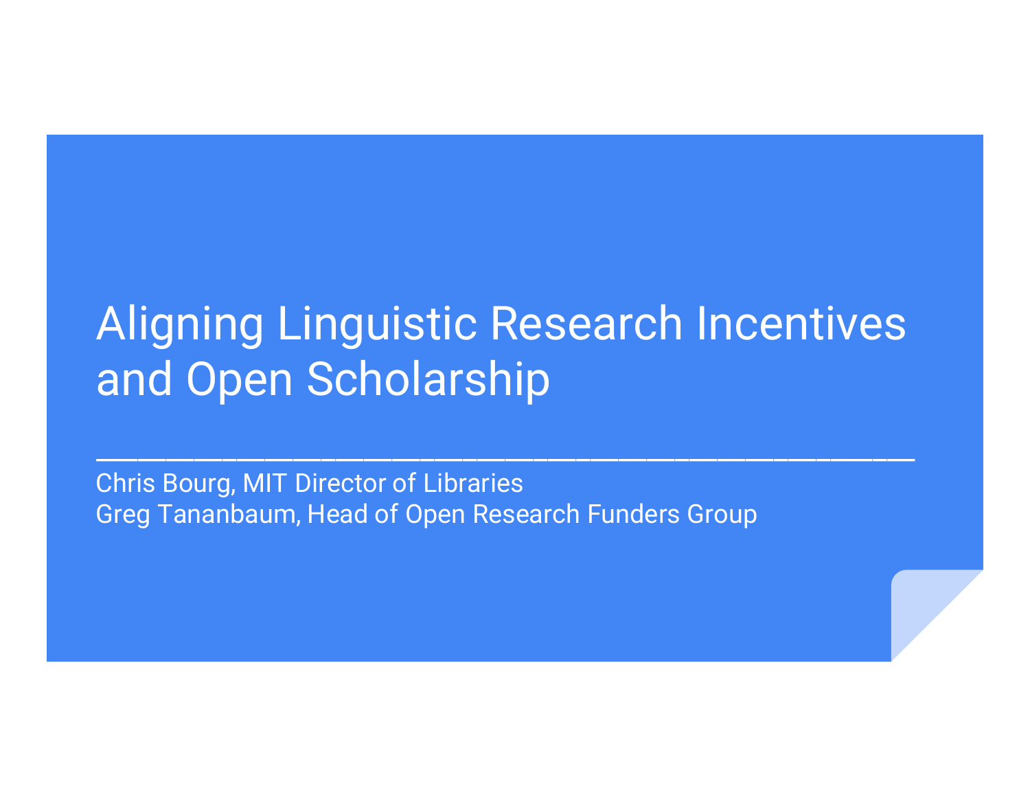# Aligning Linguistic Research Incentives and Open Scholarship

Chris Bourg, MIT Director of Libraries
Greg Tananbaum, Head of Open Research Funders Group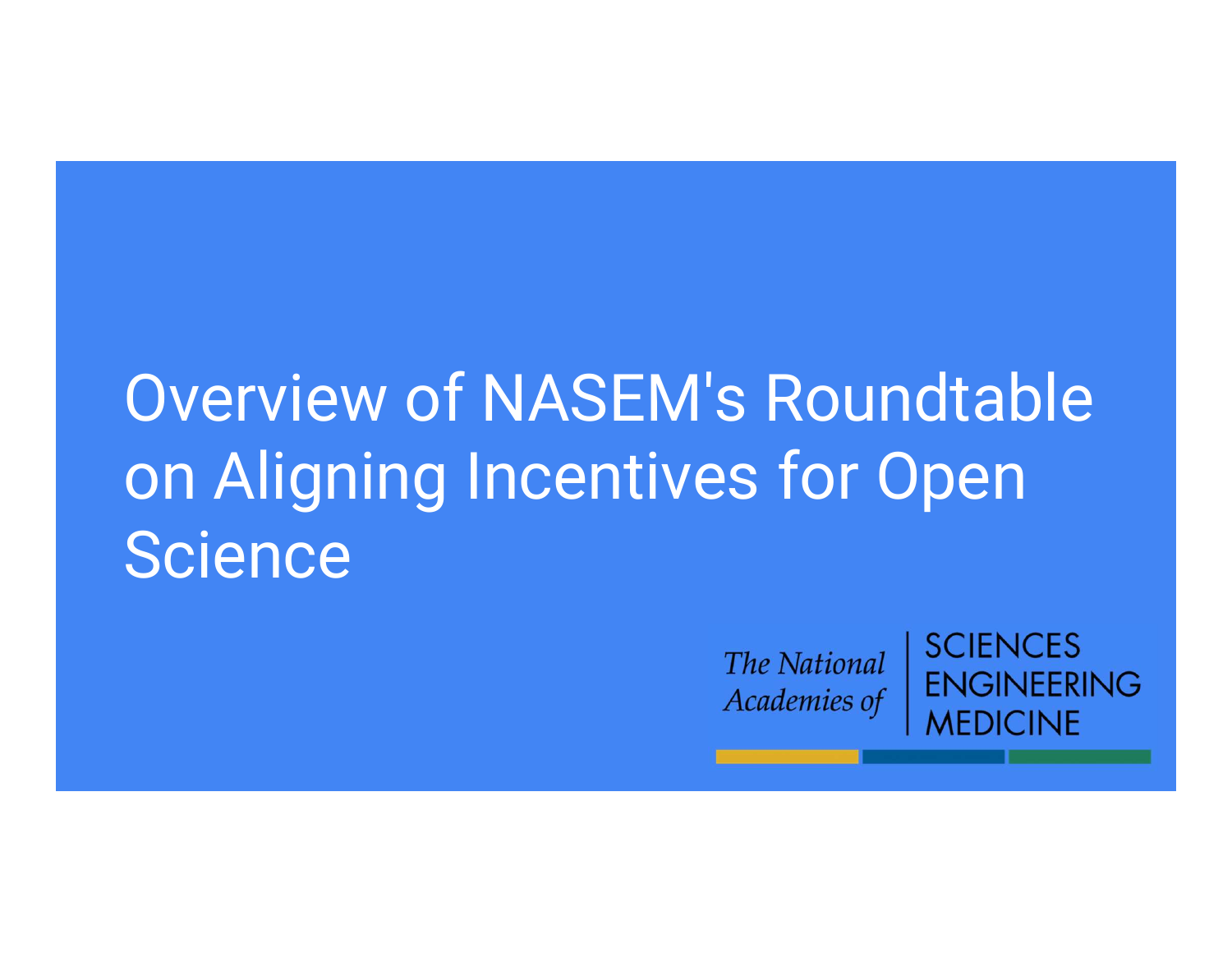# Overview of NASEM's Roundtable on Aligning Incentives for Open Science

*The National Academies of* SCIENCES ENGINEERING MEDICINE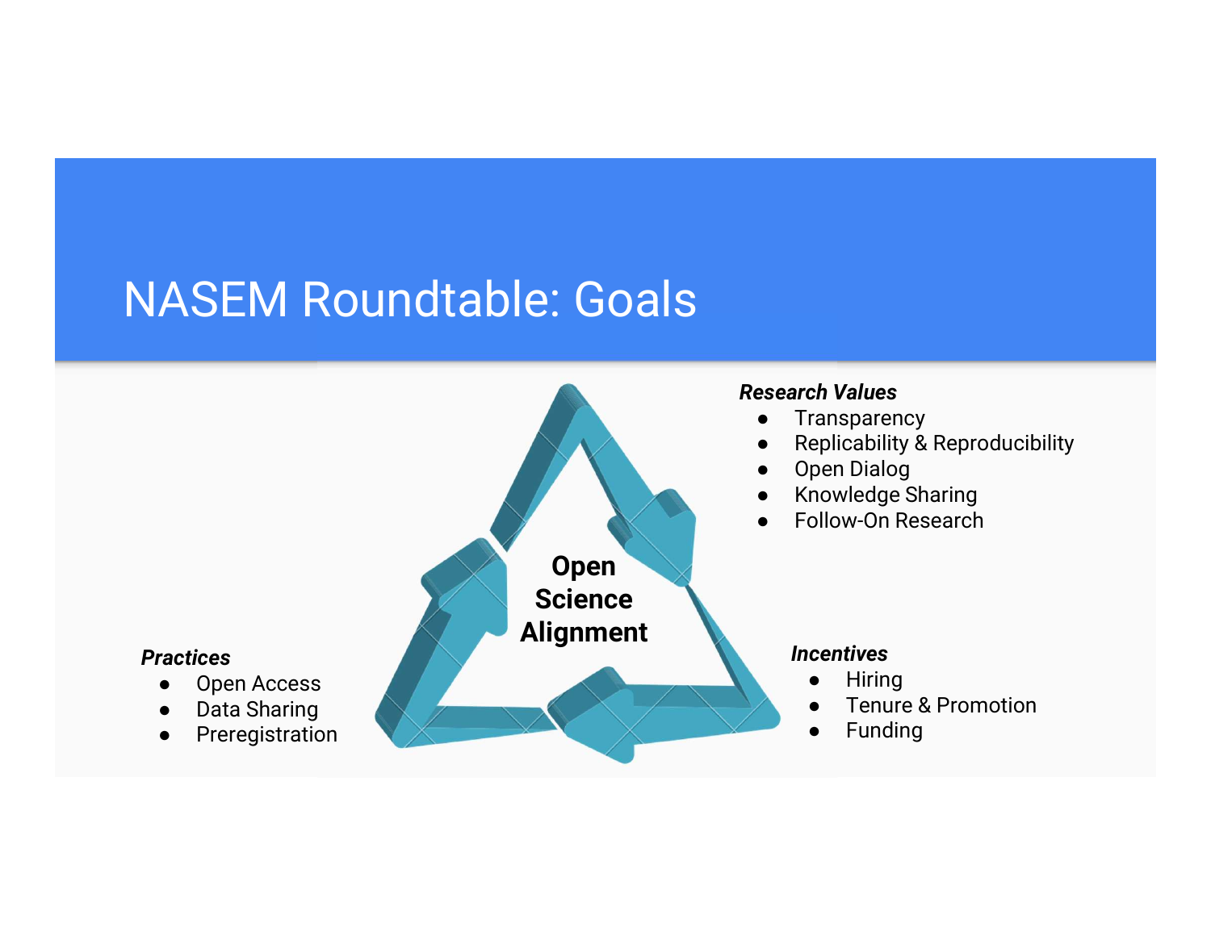# NASEM Roundtable: Goals

***Research Values***

- Transparency
- Replicability & Reproducibility
- Open Dialog
- Knowledge Sharing
- Follow-On Research

**Open Science Alignment**

***Incentives***

- Hiring
- Tenure & Promotion
- Funding

***Practices***

- Open Access
- Data Sharing
- Preregistration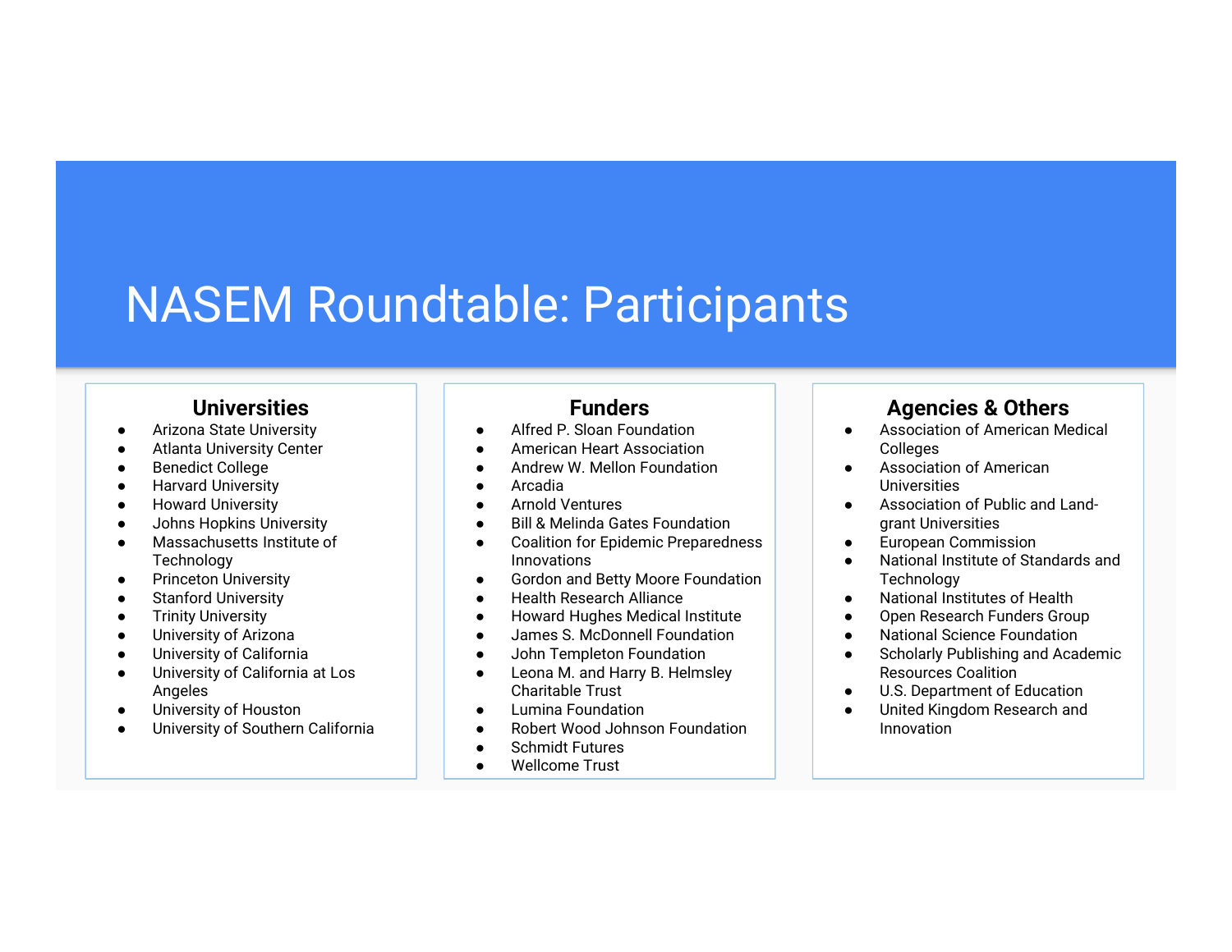# NASEM Roundtable: Participants

## Universities

- Arizona State University
- Atlanta University Center
- Benedict College
- Harvard University
- Howard University
- Johns Hopkins University
- Massachusetts Institute of Technology
- Princeton University
- Stanford University
- Trinity University
- University of Arizona
- University of California
- University of California at Los Angeles
- University of Houston
- University of Southern California

## Funders

- Alfred P. Sloan Foundation
- American Heart Association
- Andrew W. Mellon Foundation
- Arcadia
- Arnold Ventures
- Bill & Melinda Gates Foundation
- Coalition for Epidemic Preparedness Innovations
- Gordon and Betty Moore Foundation
- Health Research Alliance
- Howard Hughes Medical Institute
- James S. McDonnell Foundation
- John Templeton Foundation
- Leona M. and Harry B. Helmsley Charitable Trust
- Lumina Foundation
- Robert Wood Johnson Foundation
- Schmidt Futures
- Wellcome Trust

## Agencies & Others

- Association of American Medical Colleges
- Association of American Universities
- Association of Public and Land-grant Universities
- European Commission
- National Institute of Standards and Technology
- National Institutes of Health
- Open Research Funders Group
- National Science Foundation
- Scholarly Publishing and Academic Resources Coalition
- U.S. Department of Education
- United Kingdom Research and Innovation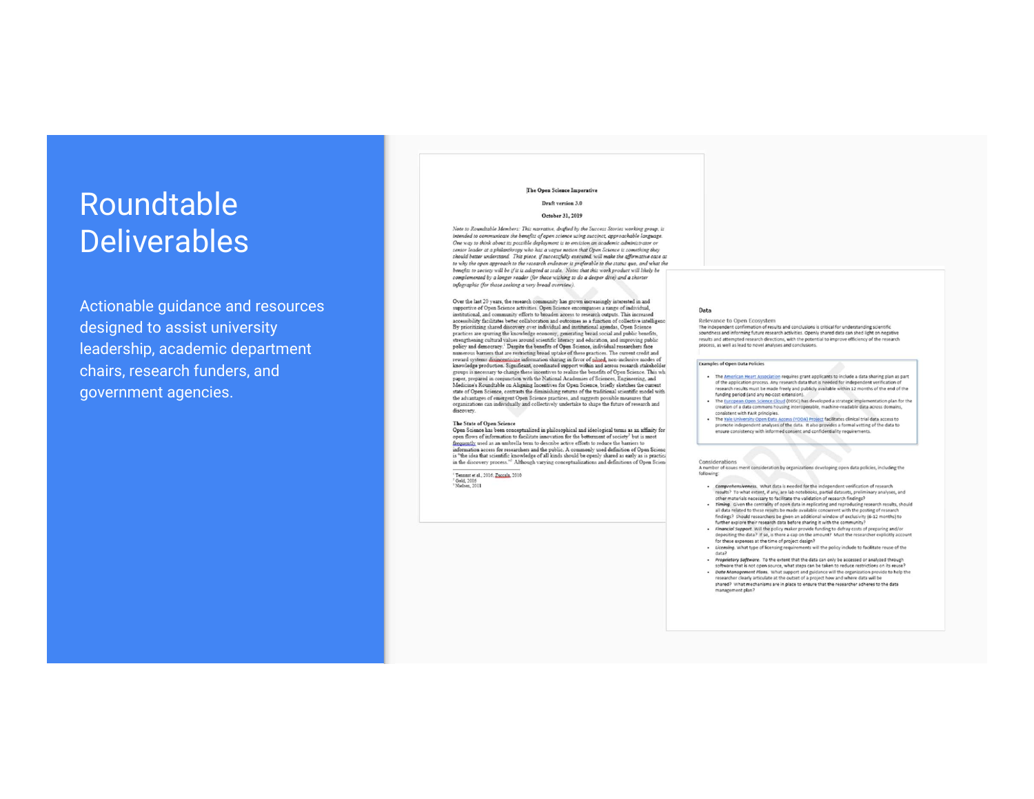# Roundtable Deliverables

Actionable guidance and resources designed to assist university leadership, academic department chairs, research funders, and government agencies.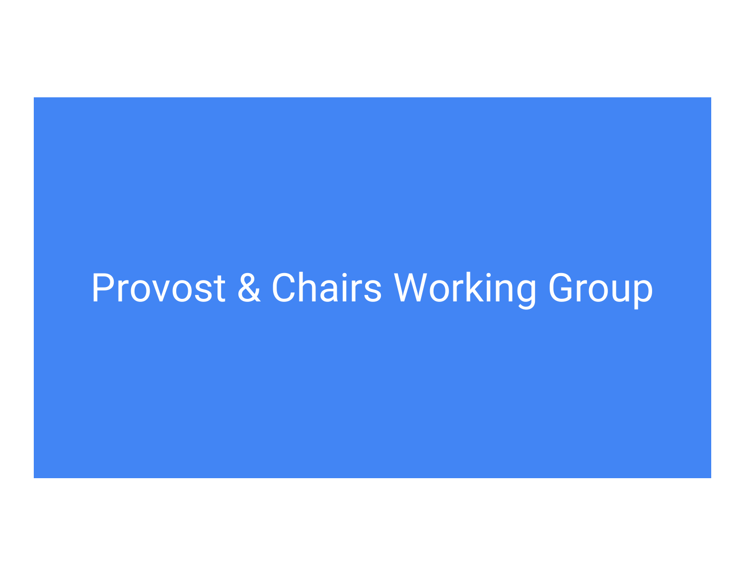# Provost & Chairs Working Group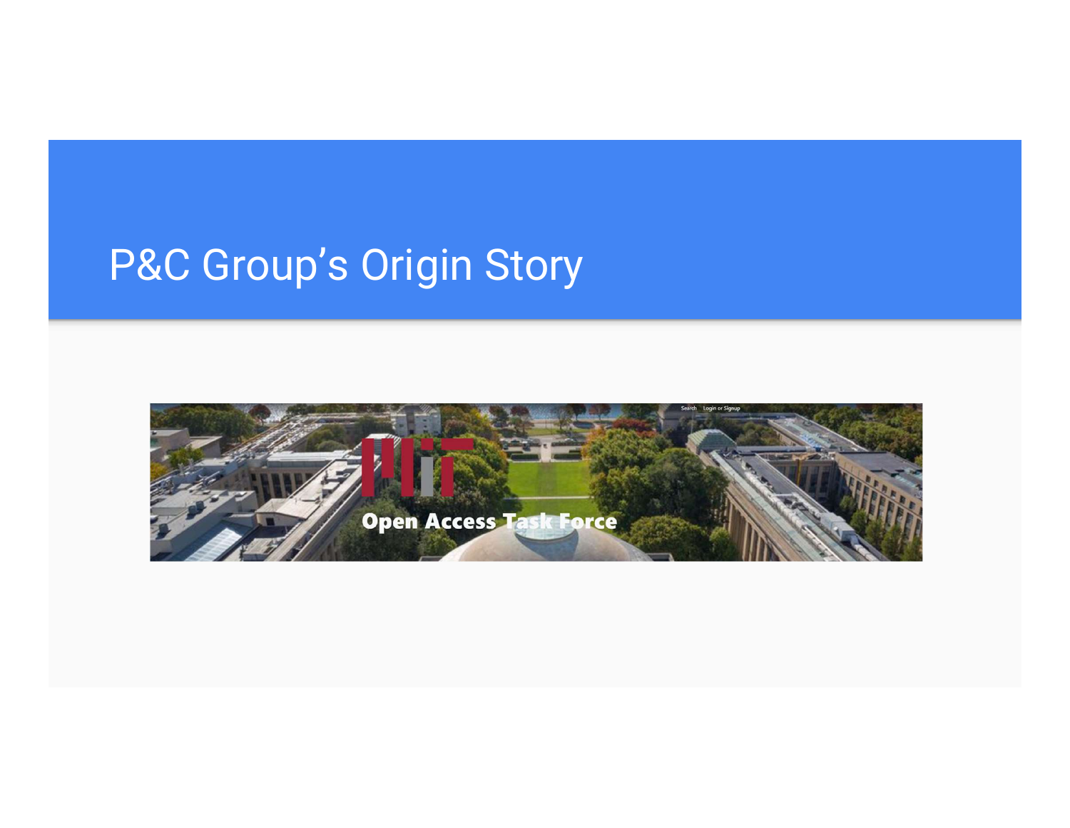# P&C Group's Origin Story

Open Access Task Force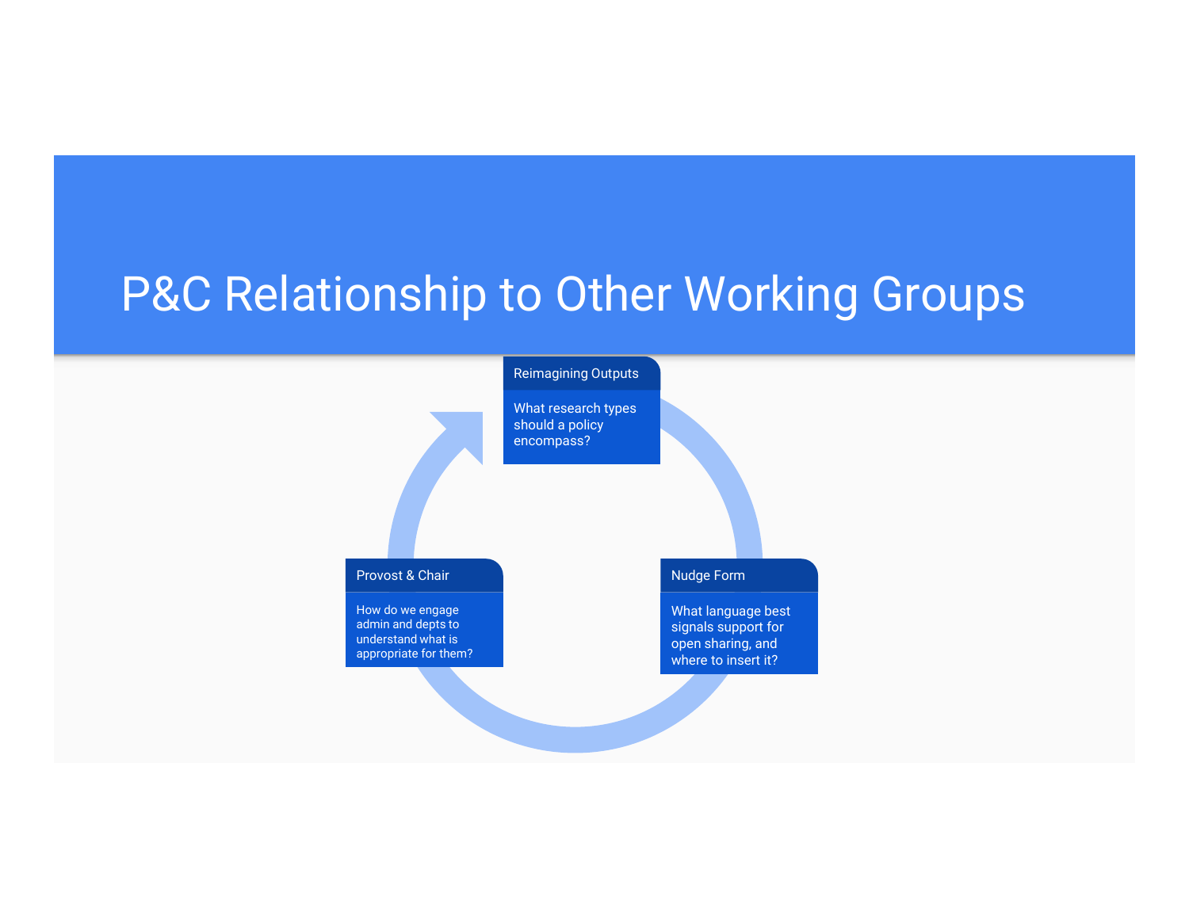# P&C Relationship to Other Working Groups

**Reimagining Outputs**

What research types should a policy encompass?

**Nudge Form**

What language best signals support for open sharing, and where to insert it?

**Provost & Chair**

How do we engage admin and depts to understand what is appropriate for them?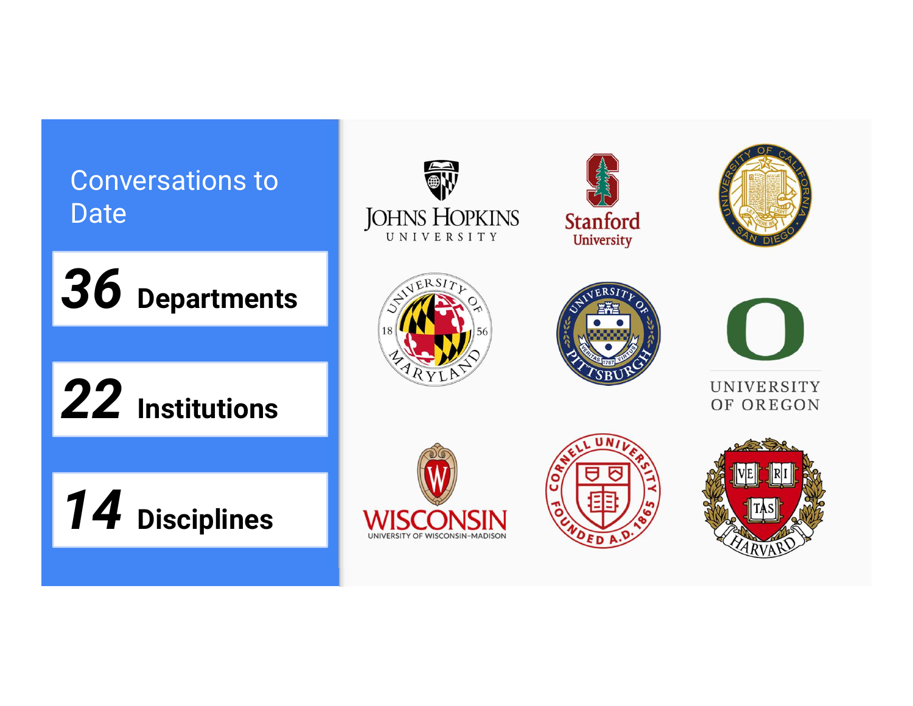# Conversations to Date

**36** Departments

**22** Institutions

**14** Disciplines

Johns Hopkins University

Stanford University

University of California San Diego

University of Maryland

University of Pittsburgh

University of Oregon

Wisconsin — University of Wisconsin-Madison

Cornell University

Harvard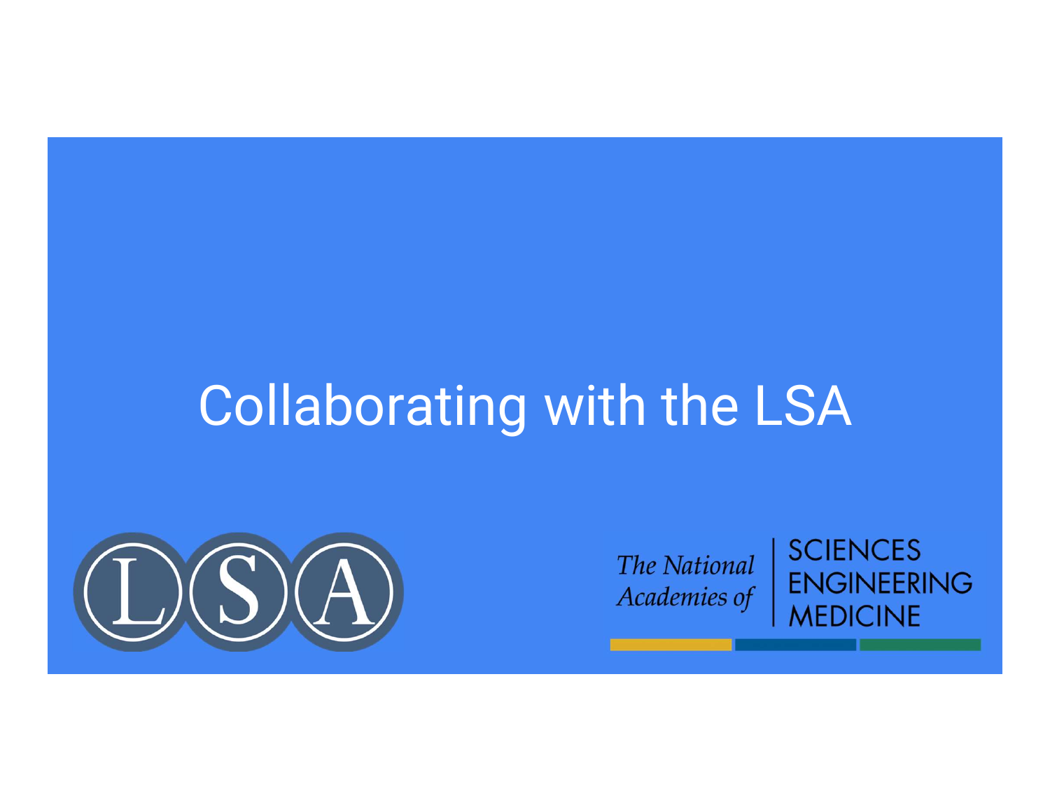# Collaborating with the LSA

LSA

The National Academies of SCIENCES ENGINEERING MEDICINE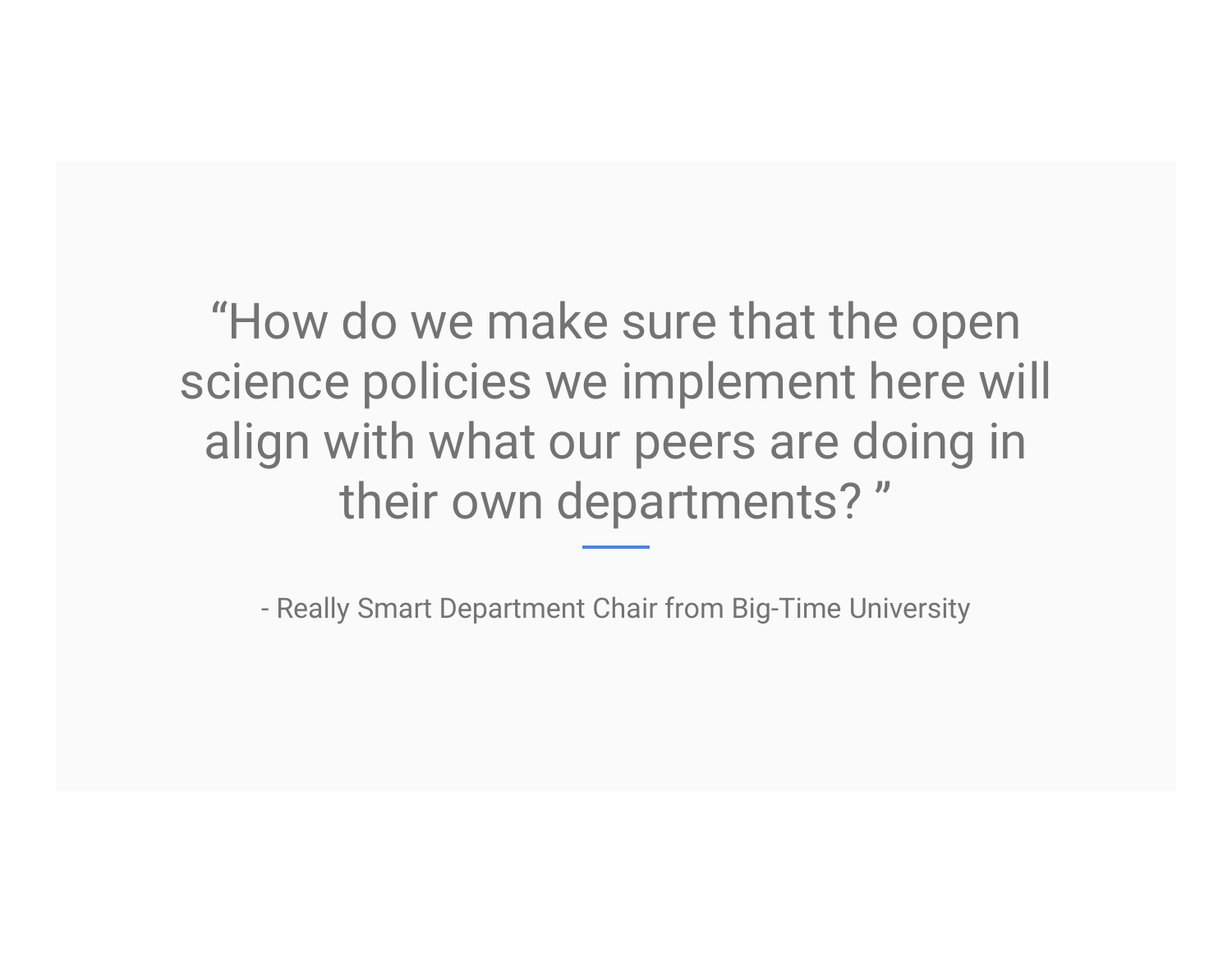> "How do we make sure that the open science policies we implement here will align with what our peers are doing in their own departments? "

- Really Smart Department Chair from Big-Time University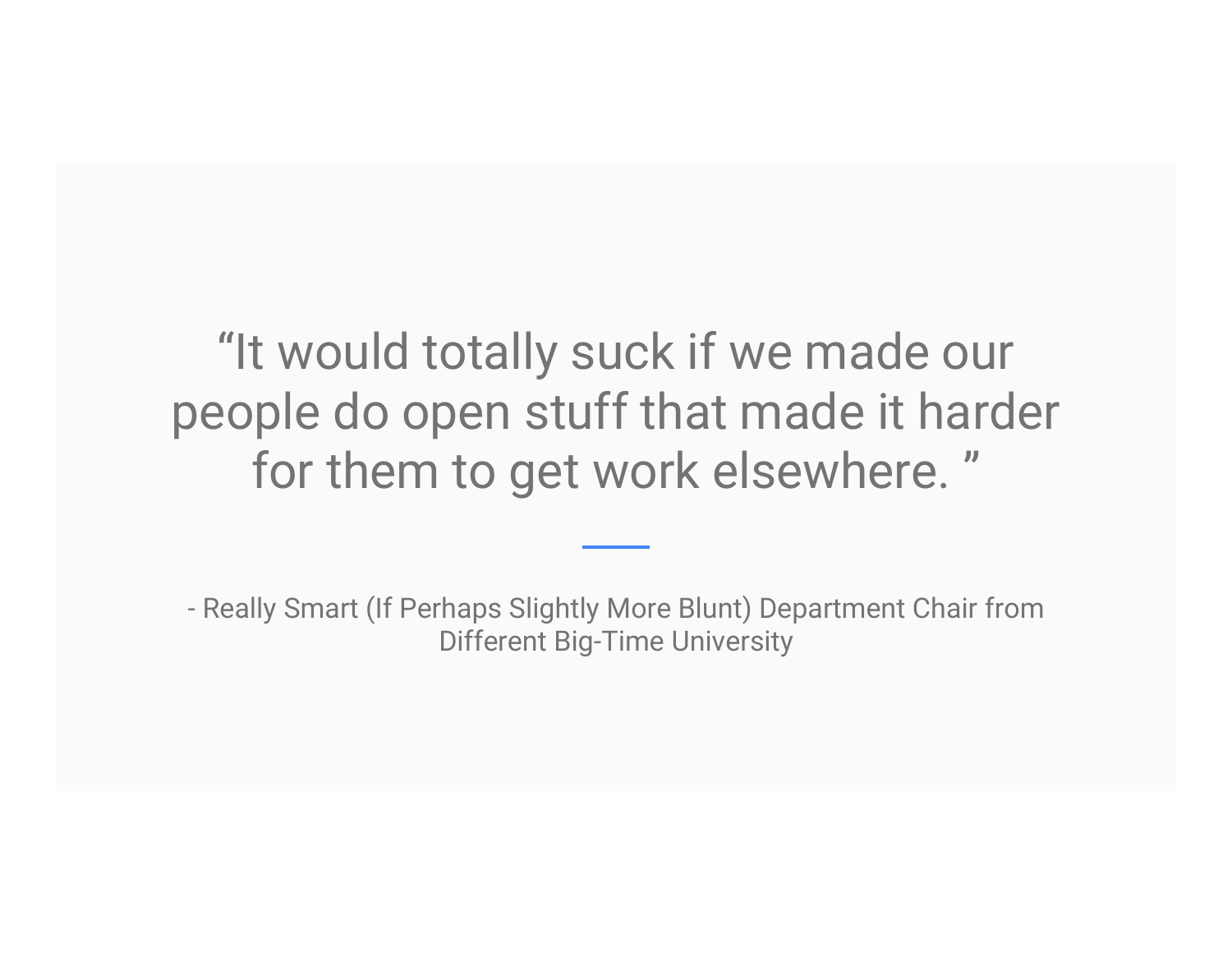> “It would totally suck if we made our people do open stuff that made it harder for them to get work elsewhere. ”

- Really Smart (If Perhaps Slightly More Blunt) Department Chair from Different Big-Time University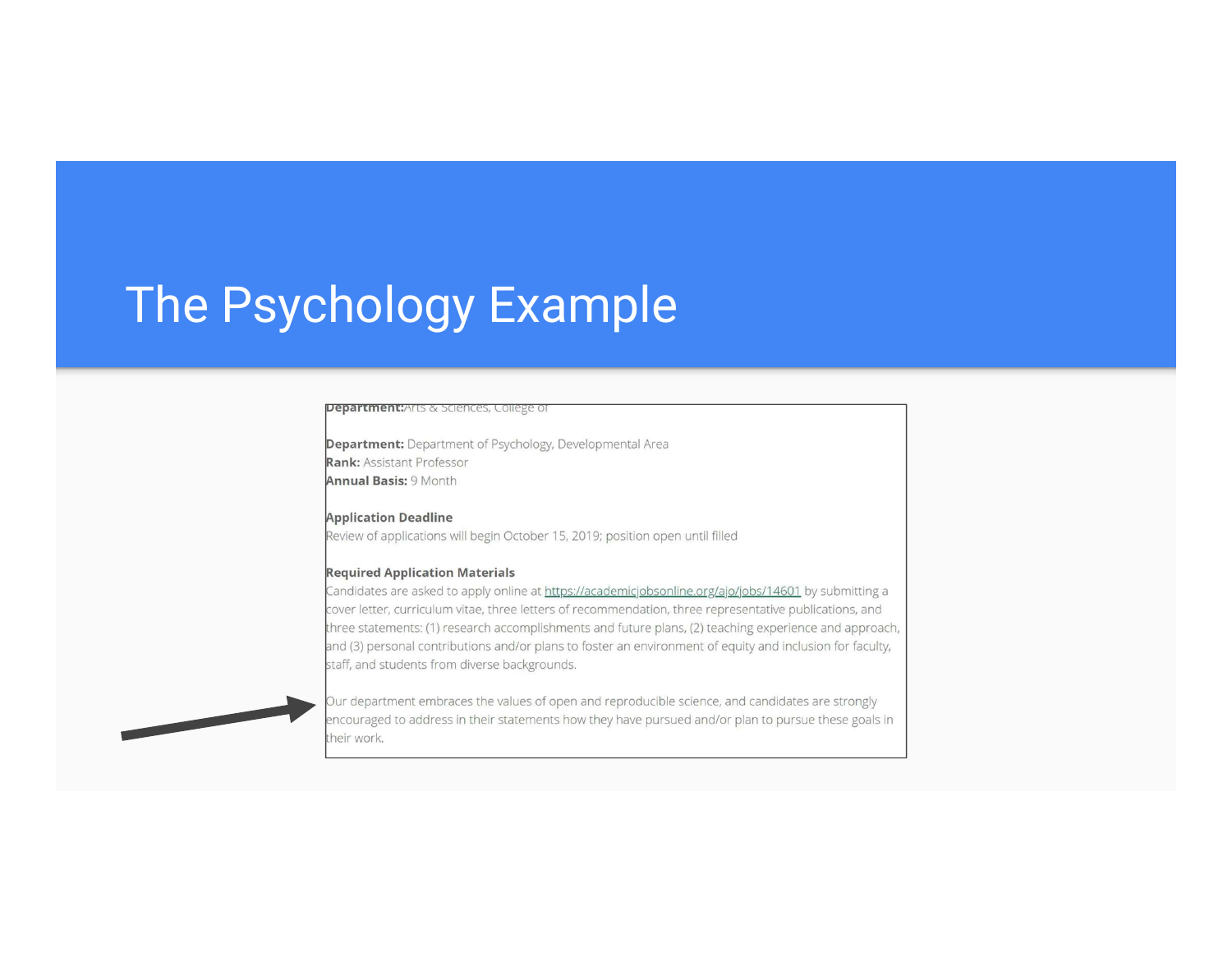# The Psychology Example

**Department:** Arts & Sciences, College of

**Department:** Department of Psychology, Developmental Area
**Rank:** Assistant Professor
**Annual Basis:** 9 Month

**Application Deadline**
Review of applications will begin October 15, 2019; position open until filled

**Required Application Materials**
Candidates are asked to apply online at https://academicjobsonline.org/ajo/jobs/14601 by submitting a cover letter, curriculum vitae, three letters of recommendation, three representative publications, and three statements: (1) research accomplishments and future plans, (2) teaching experience and approach, and (3) personal contributions and/or plans to foster an environment of equity and inclusion for faculty, staff, and students from diverse backgrounds.

Our department embraces the values of open and reproducible science, and candidates are strongly encouraged to address in their statements how they have pursued and/or plan to pursue these goals in their work.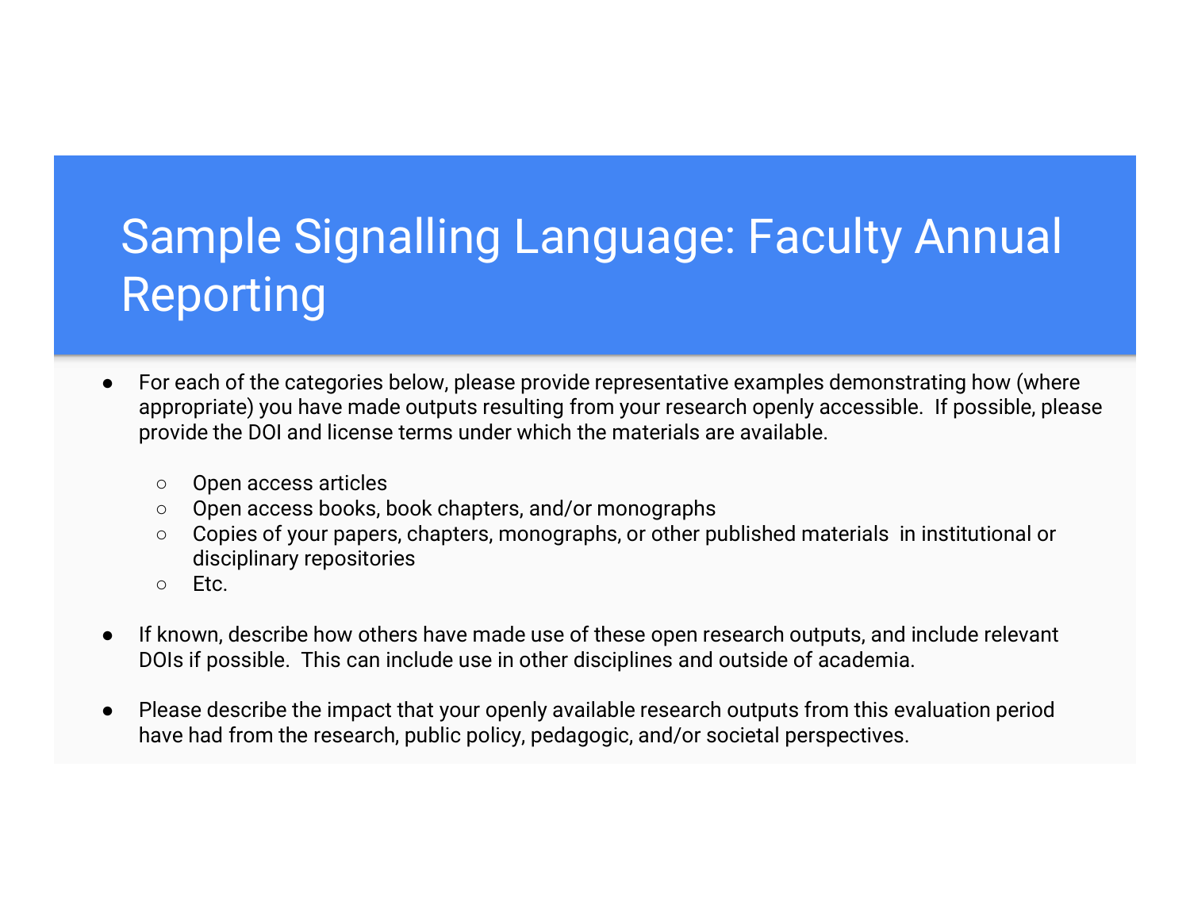# Sample Signalling Language: Faculty Annual Reporting

- For each of the categories below, please provide representative examples demonstrating how (where appropriate) you have made outputs resulting from your research openly accessible. If possible, please provide the DOI and license terms under which the materials are available.
  - Open access articles
  - Open access books, book chapters, and/or monographs
  - Copies of your papers, chapters, monographs, or other published materials in institutional or disciplinary repositories
  - Etc.
- If known, describe how others have made use of these open research outputs, and include relevant DOIs if possible. This can include use in other disciplines and outside of academia.
- Please describe the impact that your openly available research outputs from this evaluation period have had from the research, public policy, pedagogic, and/or societal perspectives.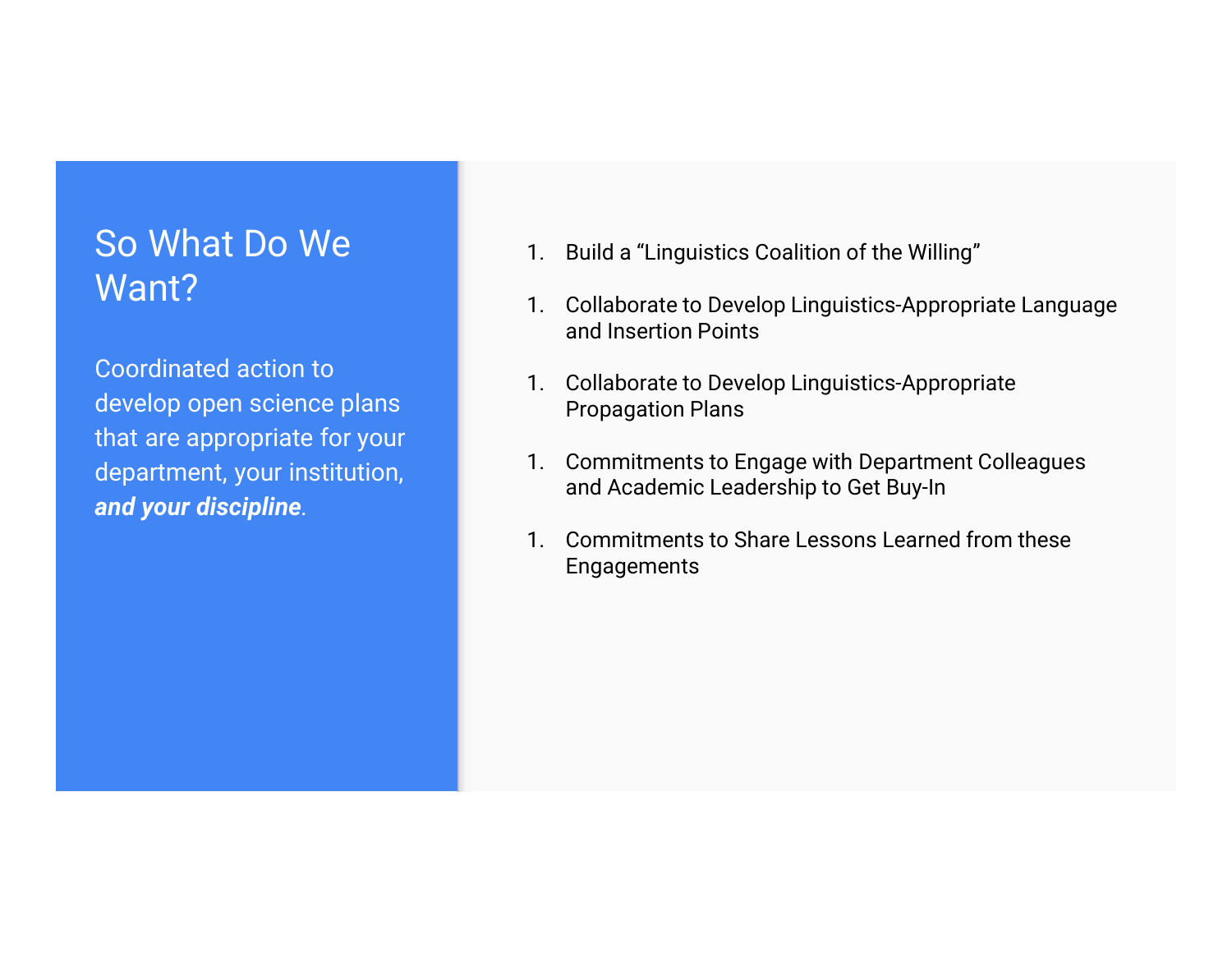# So What Do We Want?

Coordinated action to develop open science plans that are appropriate for your department, your institution, ***and your discipline***.

1. Build a “Linguistics Coalition of the Willing”
1. Collaborate to Develop Linguistics-Appropriate Language and Insertion Points
1. Collaborate to Develop Linguistics-Appropriate Propagation Plans
1. Commitments to Engage with Department Colleagues and Academic Leadership to Get Buy-In
1. Commitments to Share Lessons Learned from these Engagements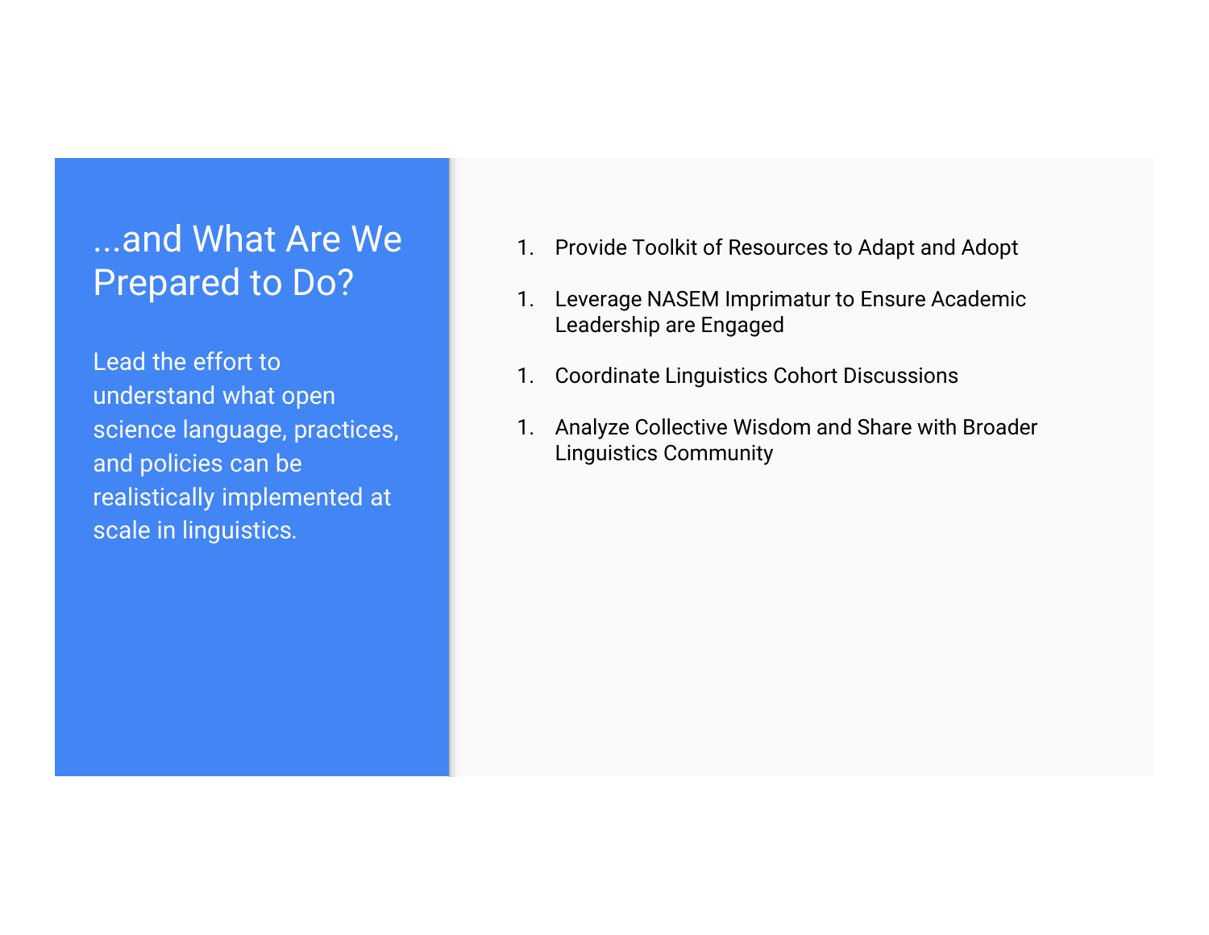# ...and What Are We Prepared to Do?

Lead the effort to understand what open science language, practices, and policies can be realistically implemented at scale in linguistics.

1. Provide Toolkit of Resources to Adapt and Adopt
1. Leverage NASEM Imprimatur to Ensure Academic Leadership are Engaged
1. Coordinate Linguistics Cohort Discussions
1. Analyze Collective Wisdom and Share with Broader Linguistics Community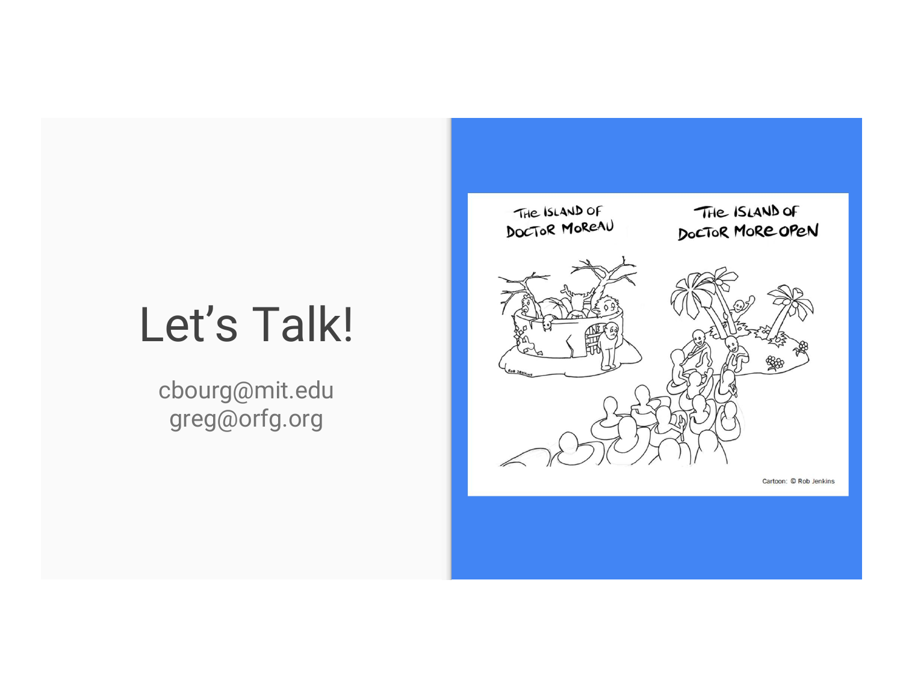# Let's Talk!

cbourg@mit.edu
greg@orfg.org

THE ISLAND OF DOCTOR MOREAU

THE ISLAND OF DOCTOR MORE OPEN

Cartoon: © Rob Jenkins